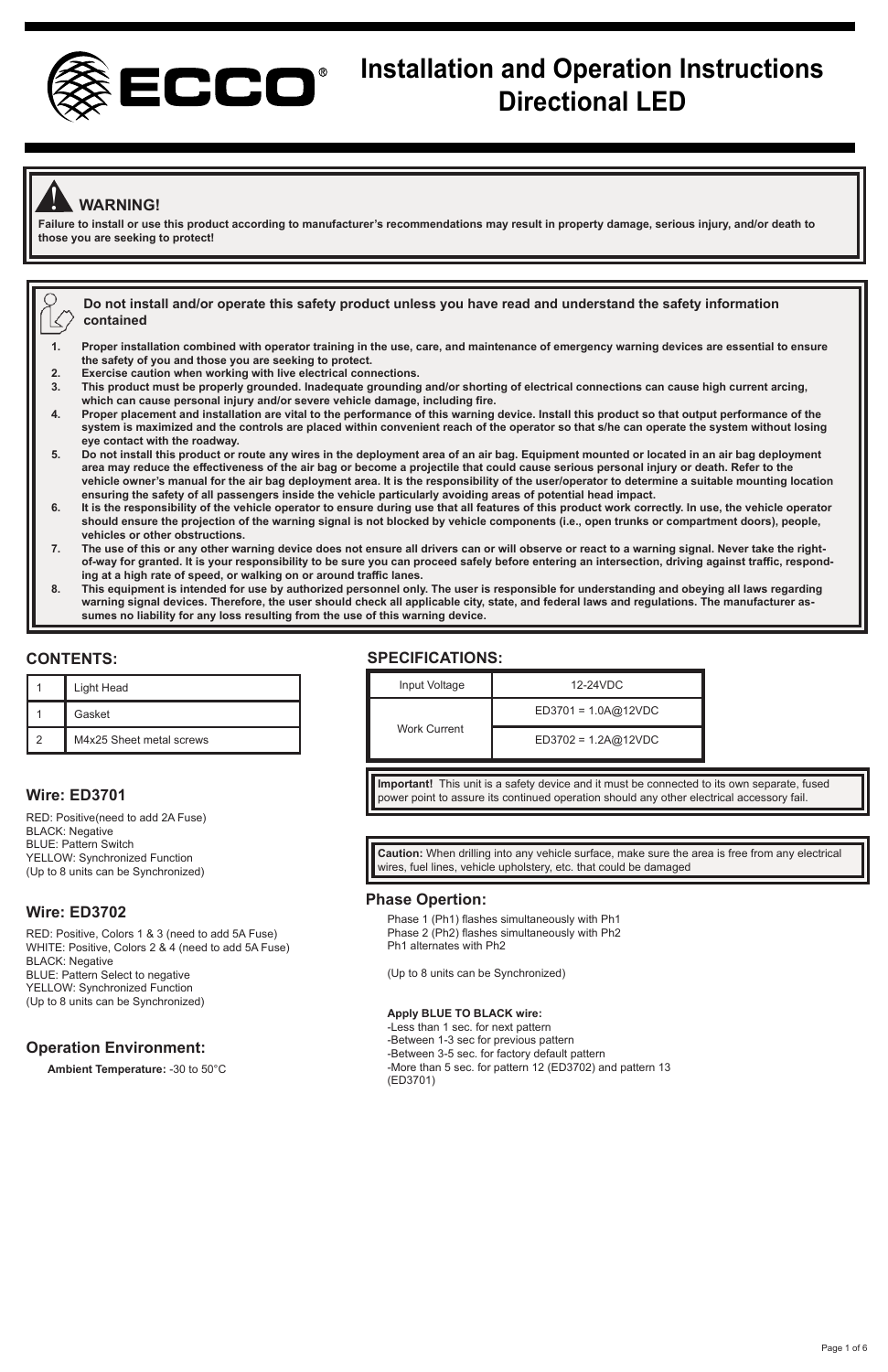# Installation and Operation Instructions Directional LED

## WARNING!

**Failure to install or use this product according to manufacturer's recommendations may result in property damage, serious injury, and/or death to those you are seeking to protect!**

**Do not install and/or operate this safety product unless you have read and understand the safety information contained**

1. **Proper installation combined with operator training in the use, care, and maintenance of emergency warning devices are essential to ensure the safety of you and those you are seeking to protect.**
2. **Exercise caution when working with live electrical connections.**
3. **This product must be properly grounded. Inadequate grounding and/or shorting of electrical connections can cause high current arcing, which can cause personal injury and/or severe vehicle damage, including fire.**
4. **Proper placement and installation are vital to the performance of this warning device. Install this product so that output performance of the system is maximized and the controls are placed within convenient reach of the operator so that s/he can operate the system without losing eye contact with the roadway.**
5. **Do not install this product or route any wires in the deployment area of an air bag. Equipment mounted or located in an air bag deployment area may reduce the effectiveness of the air bag or become a projectile that could cause serious personal injury or death. Refer to the vehicle owner's manual for the air bag deployment area. It is the responsibility of the user/operator to determine a suitable mounting location ensuring the safety of all passengers inside the vehicle particularly avoiding areas of potential head impact.**
6. **It is the responsibility of the vehicle operator to ensure during use that all features of this product work correctly. In use, the vehicle operator should ensure the projection of the warning signal is not blocked by vehicle components (i.e., open trunks or compartment doors), people, vehicles or other obstructions.**
7. **The use of this or any other warning device does not ensure all drivers can or will observe or react to a warning signal. Never take the right-of-way for granted. It is your responsibility to be sure you can proceed safely before entering an intersection, driving against traffic, responding at a high rate of speed, or walking on or around traffic lanes.**
8. **This equipment is intended for use by authorized personnel only. The user is responsible for understanding and obeying all laws regarding warning signal devices. Therefore, the user should check all applicable city, state, and federal laws and regulations. The manufacturer assumes no liability for any loss resulting from the use of this warning device.**

## CONTENTS:

| | |
|---|---|
| 1 | Light Head |
| 1 | Gasket |
| 2 | M4x25 Sheet metal screws |

### Wire: ED3701

RED: Positive(need to add 2A Fuse)
BLACK: Negative
BLUE: Pattern Switch
YELLOW: Synchronized Function
(Up to 8 units can be Synchronized)

### Wire: ED3702

RED: Positive, Colors 1 & 3 (need to add 5A Fuse)
WHITE: Positive, Colors 2 & 4 (need to add 5A Fuse)
BLACK: Negative
BLUE: Pattern Select to negative
YELLOW: Synchronized Function
(Up to 8 units can be Synchronized)

### Operation Environment:

**Ambient Temperature:** -30 to 50°C

## SPECIFICATIONS:

| | |
|---|---|
| Input Voltage | 12-24VDC |
| Work Current | ED3701 = 1.0A@12VDC |
| | ED3702 = 1.2A@12VDC |

**Important!** This unit is a safety device and it must be connected to its own separate, fused power point to assure its continued operation should any other electrical accessory fail.

**Caution:** When drilling into any vehicle surface, make sure the area is free from any electrical wires, fuel lines, vehicle upholstery, etc. that could be damaged

### Phase Opertion:

Phase 1 (Ph1) flashes simultaneously with Ph1
Phase 2 (Ph2) flashes simultaneously with Ph2
Ph1 alternates with Ph2

(Up to 8 units can be Synchronized)

**Apply BLUE TO BLACK wire:**
-Less than 1 sec. for next pattern
-Between 1-3 sec for previous pattern
-Between 3-5 sec. for factory default pattern
-More than 5 sec. for pattern 12 (ED3702) and pattern 13 (ED3701)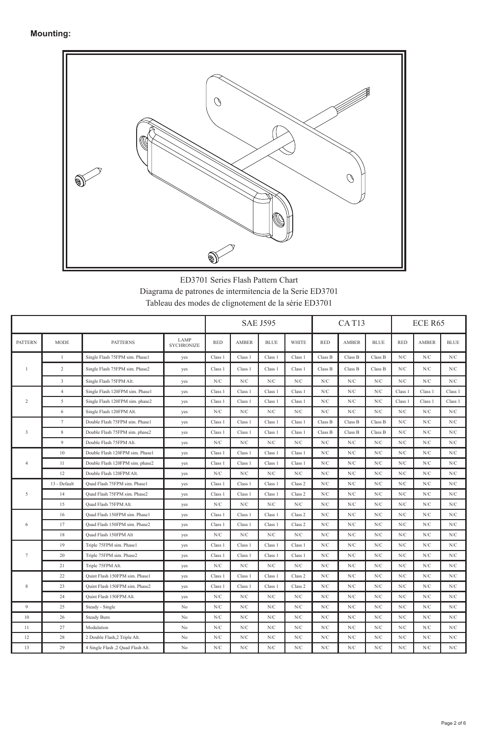**Mounting:**

ED3701 Series Flash Pattern Chart
Diagrama de patrones de intermitencia de la Serie ED3701
Tableau des modes de clignotement de la série ED3701

| | | | | SAE J595 | | | | CA T13 | | | ECE R65 | | |
|---|---|---|---|---|---|---|---|---|---|---|---|---|---|
| PATTERN | MODE | PATTERNS | LAMP SYCHRONIZE | RED | AMBER | BLUE | WHITE | RED | AMBER | BLUE | RED | AMBER | BLUE |
| 1 | 1 | Single Flash 75FPM sim. Phase1 | yes | Class 1 | Class 1 | Class 1 | Class 1 | Class B | Class B | Class B | N/C | N/C | N/C |
| | 2 | Single Flash 75FPM sim. Phase2 | yes | Class 1 | Class 1 | Class 1 | Class 1 | Class B | Class B | Class B | N/C | N/C | N/C |
| | 3 | Single Flash 75FPM Alt. | yes | N/C | N/C | N/C | N/C | N/C | N/C | N/C | N/C | N/C | N/C |
| 2 | 4 | Single Flash 120FPM sim. Phase1 | yes | Class 1 | Class 1 | Class 1 | Class 1 | N/C | N/C | N/C | Class 1 | Class 1 | Class 1 |
| | 5 | Single Flash 120FPM sim. phase2 | yes | Class 1 | Class 1 | Class 1 | Class 1 | N/C | N/C | N/C | Class 1 | Class 1 | Class 1 |
| | 6 | Single Flash 120FPM Alt. | yes | N/C | N/C | N/C | N/C | N/C | N/C | N/C | N/C | N/C | N/C |
| 3 | 7 | Double Flash 75FPM sim. Phase1 | yes | Class 1 | Class 1 | Class 1 | Class 1 | Class B | Class B | Class B | N/C | N/C | N/C |
| | 8 | Double Flash 75FPM sim. phase2 | yes | Class 1 | Class 1 | Class 1 | Class 1 | Class B | Class B | Class B | N/C | N/C | N/C |
| | 9 | Double Flash 75FPM Alt. | yes | N/C | N/C | N/C | N/C | N/C | N/C | N/C | N/C | N/C | N/C |
| 4 | 10 | Double Flash 120FPM sim. Phase1 | yes | Class 1 | Class 1 | Class 1 | Class 1 | N/C | N/C | N/C | N/C | N/C | N/C |
| | 11 | Double Flash 120FPM sim. phase2 | yes | Class 1 | Class 1 | Class 1 | Class 1 | N/C | N/C | N/C | N/C | N/C | N/C |
| | 12 | Double Flash 120FPM Alt. | yes | N/C | N/C | N/C | N/C | N/C | N/C | N/C | N/C | N/C | N/C |
| 5 | 13 - Default | Quad Flash 75FPM sim. Phase1 | yes | Class 1 | Class 1 | Class 1 | Class 2 | N/C | N/C | N/C | N/C | N/C | N/C |
| | 14 | Quad Flash 75FPM sim. Phase2 | yes | Class 1 | Class 1 | Class 1 | Class 2 | N/C | N/C | N/C | N/C | N/C | N/C |
| | 15 | Quad Flash 75FPM Alt. | yes | N/C | N/C | N/C | N/C | N/C | N/C | N/C | N/C | N/C | N/C |
| 6 | 16 | Quad Flash 150FPM sim. Phase1 | yes | Class 1 | Class 1 | Class 1 | Class 2 | N/C | N/C | N/C | N/C | N/C | N/C |
| | 17 | Quad Flash 150FPM sim. Phase2 | yes | Class 1 | Class 1 | Class 1 | Class 2 | N/C | N/C | N/C | N/C | N/C | N/C |
| | 18 | Quad Flash 150FPM Alt | yes | N/C | N/C | N/C | N/C | N/C | N/C | N/C | N/C | N/C | N/C |
| 7 | 19 | Triple 75FPM sim. Phase1 | yes | Class 1 | Class 1 | Class 1 | Class 1 | N/C | N/C | N/C | N/C | N/C | N/C |
| | 20 | Triple 75FPM sim. Phase2 | yes | Class 1 | Class 1 | Class 1 | Class 1 | N/C | N/C | N/C | N/C | N/C | N/C |
| | 21 | Triple 75FPM Alt. | yes | N/C | N/C | N/C | N/C | N/C | N/C | N/C | N/C | N/C | N/C |
| 8 | 22 | Quint Flash 150FPM sim. Phase1 | yes | Class 1 | Class 1 | Class 1 | Class 2 | N/C | N/C | N/C | N/C | N/C | N/C |
| | 23 | Quint Flash 150FPM sim. Phase2 | yes | Class 1 | Class 1 | Class 1 | Class 2 | N/C | N/C | N/C | N/C | N/C | N/C |
| | 24 | Quint Flash 150FPM Alt. | yes | N/C | N/C | N/C | N/C | N/C | N/C | N/C | N/C | N/C | N/C |
| 9 | 25 | Steady - Single | No | N/C | N/C | N/C | N/C | N/C | N/C | N/C | N/C | N/C | N/C |
| 10 | 26 | Steady Burn | No | N/C | N/C | N/C | N/C | N/C | N/C | N/C | N/C | N/C | N/C |
| 11 | 27 | Modulation | No | N/C | N/C | N/C | N/C | N/C | N/C | N/C | N/C | N/C | N/C |
| 12 | 28 | 2 Double Flash,2 Triple Alt. | No | N/C | N/C | N/C | N/C | N/C | N/C | N/C | N/C | N/C | N/C |
| 13 | 29 | 4 Single Flash ,2 Quad Flash Alt. | No | N/C | N/C | N/C | N/C | N/C | N/C | N/C | N/C | N/C | N/C |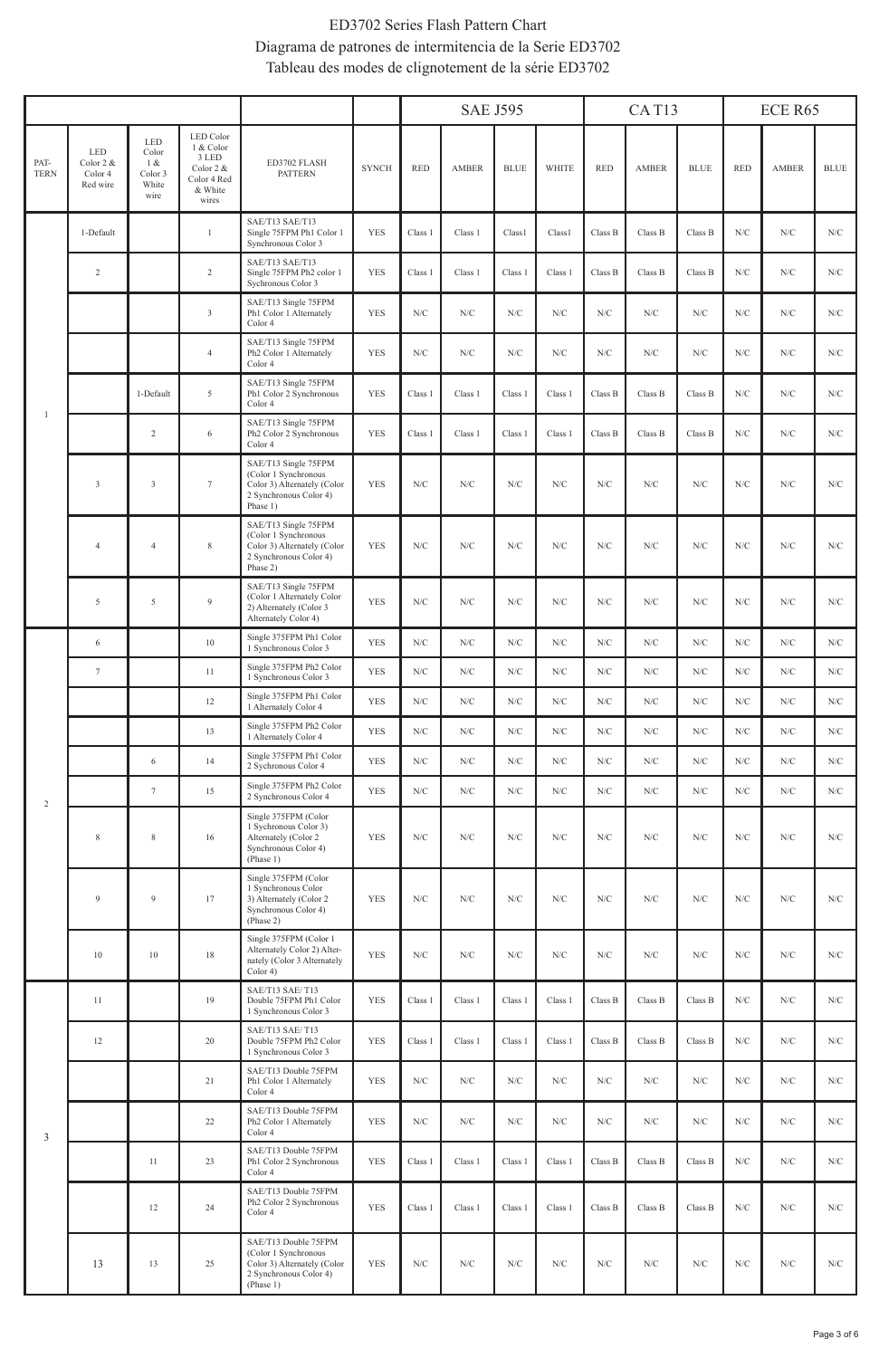# ED3702 Series Flash Pattern Chart
# Diagrama de patrones de intermitencia de la Serie ED3702
# Tableau des modes de clignotement de la série ED3702

| | | | | | | SAE J595 | | | | CA T13 | | | ECE R65 | | |
|---|---|---|---|---|---|---|---|---|---|---|---|---|---|---|---|
| PAT-TERN | LED Color 2 & Color 4 Red wire | LED Color 1 & Color 3 White wire | LED Color 1 & Color 3 LED Color 2 & Color 4 Red & White wires | ED3702 FLASH PATTERN | SYNCH | RED | AMBER | BLUE | WHITE | RED | AMBER | BLUE | RED | AMBER | BLUE |
| 1 | 1-Default | | 1 | SAE/T13 SAE/T13 Single 75FPM Ph1 Color 1 Synchronous Color 3 | YES | Class 1 | Class 1 | Class1 | Class1 | Class B | Class B | Class B | N/C | N/C | N/C |
| | 2 | | 2 | SAE/T13 SAE/T13 Single 75FPM Ph2 color 1 Sychronous Color 3 | YES | Class 1 | Class 1 | Class 1 | Class 1 | Class B | Class B | Class B | N/C | N/C | N/C |
| | | | 3 | SAE/T13 Single 75FPM Ph1 Color 1 Alternately Color 4 | YES | N/C | N/C | N/C | N/C | N/C | N/C | N/C | N/C | N/C | N/C |
| | | | 4 | SAE/T13 Single 75FPM Ph2 Color 1 Alternately Color 4 | YES | N/C | N/C | N/C | N/C | N/C | N/C | N/C | N/C | N/C | N/C |
| | | 1-Default | 5 | SAE/T13 Single 75FPM Ph1 Color 2 Synchronous Color 4 | YES | Class 1 | Class 1 | Class 1 | Class 1 | Class B | Class B | Class B | N/C | N/C | N/C |
| | | 2 | 6 | SAE/T13 Single 75FPM Ph2 Color 2 Synchronous Color 4 | YES | Class 1 | Class 1 | Class 1 | Class 1 | Class B | Class B | Class B | N/C | N/C | N/C |
| | 3 | 3 | 7 | SAE/T13 Single 75FPM (Color 1 Synchronous Color 3) Alternately (Color 2 Synchronous Color 4) Phase 1) | YES | N/C | N/C | N/C | N/C | N/C | N/C | N/C | N/C | N/C | N/C |
| | 4 | 4 | 8 | SAE/T13 Single 75FPM (Color 1 Synchronous Color 3) Alternately (Color 2 Synchronous Color 4) Phase 2) | YES | N/C | N/C | N/C | N/C | N/C | N/C | N/C | N/C | N/C | N/C |
| | 5 | 5 | 9 | SAE/T13 Single 75FPM (Color 1 Alternately Color 2) Alternately (Color 3 Alternately Color 4) | YES | N/C | N/C | N/C | N/C | N/C | N/C | N/C | N/C | N/C | N/C |
| 2 | 6 | | 10 | Single 375FPM Ph1 Color 1 Synchronous Color 3 | YES | N/C | N/C | N/C | N/C | N/C | N/C | N/C | N/C | N/C | N/C |
| | 7 | | 11 | Single 375FPM Ph2 Color 1 Synchronous Color 3 | YES | N/C | N/C | N/C | N/C | N/C | N/C | N/C | N/C | N/C | N/C |
| | | | 12 | Single 375FPM Ph1 Color 1 Alternately Color 4 | YES | N/C | N/C | N/C | N/C | N/C | N/C | N/C | N/C | N/C | N/C |
| | | | 13 | Single 375FPM Ph2 Color 1 Alternately Color 4 | YES | N/C | N/C | N/C | N/C | N/C | N/C | N/C | N/C | N/C | N/C |
| | | 6 | 14 | Single 375FPM Ph1 Color 2 Sychronous Color 4 | YES | N/C | N/C | N/C | N/C | N/C | N/C | N/C | N/C | N/C | N/C |
| | | 7 | 15 | Single 375FPM Ph2 Color 2 Synchronous Color 4 | YES | N/C | N/C | N/C | N/C | N/C | N/C | N/C | N/C | N/C | N/C |
| | 8 | 8 | 16 | Single 375FPM (Color 1 Synchronous Color 3) Alternately (Color 2 Synchronous Color 4) (Phase 1) | YES | N/C | N/C | N/C | N/C | N/C | N/C | N/C | N/C | N/C | N/C |
| | 9 | 9 | 17 | Single 375FPM (Color 1 Synchronous Color 3) Alternately (Color 2 Synchronous Color 4) (Phase 2) | YES | N/C | N/C | N/C | N/C | N/C | N/C | N/C | N/C | N/C | N/C |
| | 10 | 10 | 18 | Single 375FPM (Color 1 Alternately Color 2) Alternately (Color 3 Alternately Color 4) | YES | N/C | N/C | N/C | N/C | N/C | N/C | N/C | N/C | N/C | N/C |
| 3 | 11 | | 19 | SAE/T13 SAE/ T13 Double 75FPM Ph1 Color 1 Synchronous Color 3 | YES | Class 1 | Class 1 | Class 1 | Class 1 | Class B | Class B | Class B | N/C | N/C | N/C |
| | 12 | | 20 | SAE/T13 SAE/ T13 Double 75FPM Ph2 Color 1 Synchronous Color 3 | YES | Class 1 | Class 1 | Class 1 | Class 1 | Class B | Class B | Class B | N/C | N/C | N/C |
| | | | 21 | SAE/T13 Double 75FPM Ph1 Color 1 Alternately Color 4 | YES | N/C | N/C | N/C | N/C | N/C | N/C | N/C | N/C | N/C | N/C |
| | | | 22 | SAE/T13 Double 75FPM Ph2 Color 1 Alternately Color 4 | YES | N/C | N/C | N/C | N/C | N/C | N/C | N/C | N/C | N/C | N/C |
| | | 11 | 23 | SAE/T13 Double 75FPM Ph1 Color 2 Synchronous Color 4 | YES | Class 1 | Class 1 | Class 1 | Class 1 | Class B | Class B | Class B | N/C | N/C | N/C |
| | | 12 | 24 | SAE/T13 Double 75FPM Ph2 Color 2 Synchronous Color 4 | YES | Class 1 | Class 1 | Class 1 | Class 1 | Class B | Class B | Class B | N/C | N/C | N/C |
| | 13 | 13 | 25 | SAE/T13 Double 75FPM (Color 1 Synchronous Color 3) Alternately (Color 2 Synchronous Color 4) (Phase 1) | YES | N/C | N/C | N/C | N/C | N/C | N/C | N/C | N/C | N/C | N/C |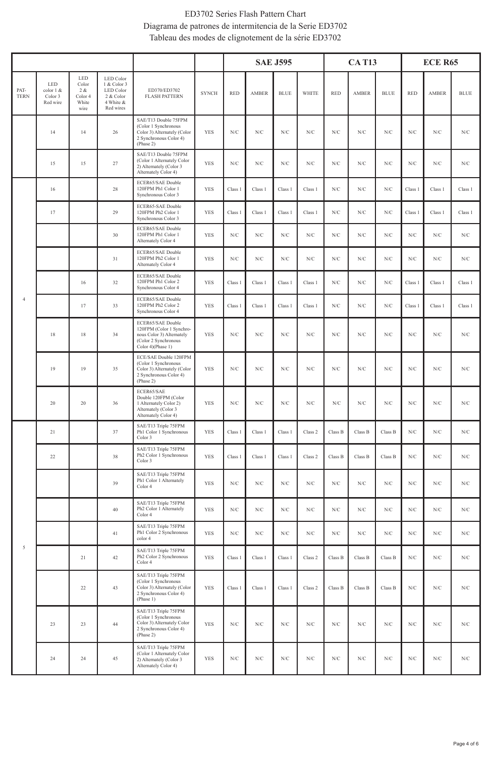# ED3702 Series Flash Pattern Chart
# Diagrama de patrones de intermitencia de la Serie ED3702
# Tableau des modes de clignotement de la série ED3702

| | | | | | | SAE J595 | | | | CA T13 | | | ECE R65 | | |
|---|---|---|---|---|---|---|---|---|---|---|---|---|---|---|---|
| PAT-TERN | LED color 1 & Color 3 Red wire | LED Color 2 & Color 4 White wire | LED Color 1 & Color 3 LED Color 2 & Color 4 White & Red wires | ED370/ED3702 FLASH PATTERN | SYNCH | RED | AMBER | BLUE | WHITE | RED | AMBER | BLUE | RED | AMBER | BLUE |
| | 14 | 14 | 26 | SAE/T13 Double 75FPM (Color 1 Synchronous Color 3) Alternately (Color 2 Synchronous Color 4) (Phase 2) | YES | N/C | N/C | N/C | N/C | N/C | N/C | N/C | N/C | N/C | N/C |
| | 15 | 15 | 27 | SAE/T13 Double 75FPM (Color 1 Alternately Color 2) Alternately (Color 3 Alternately Color 4) | YES | N/C | N/C | N/C | N/C | N/C | N/C | N/C | N/C | N/C | N/C |
| 4 | 16 | | 28 | ECER65/SAE Double 120FPM Ph1 Color 1 Synchronous Color 3 | YES | Class 1 | Class 1 | Class 1 | Class 1 | N/C | N/C | N/C | Class 1 | Class 1 | Class 1 |
| 4 | 17 | | 29 | ECER65-SAE Double 120FPM Ph2 Color 1 Synchronous Color 3 | YES | Class 1 | Class 1 | Class 1 | Class 1 | N/C | N/C | N/C | Class 1 | Class 1 | Class 1 |
| 4 | | | 30 | ECER65/SAE Double 120FPM Ph1 Color 1 Alternately Color 4 | YES | N/C | N/C | N/C | N/C | N/C | N/C | N/C | N/C | N/C | N/C |
| 4 | | | 31 | ECER65/SAE Double 120FPM Ph2 Color 1 Alternately Color 4 | YES | N/C | N/C | N/C | N/C | N/C | N/C | N/C | N/C | N/C | N/C |
| 4 | | 16 | 32 | ECER65/SAE Double 120FPM Ph1 Color 2 Synchronous Color 4 | YES | Class 1 | Class 1 | Class 1 | Class 1 | N/C | N/C | N/C | Class 1 | Class 1 | Class 1 |
| 4 | | 17 | 33 | ECER65/SAE Double 120FPM Ph2 Color 2 Synchronous Color 4 | YES | Class 1 | Class 1 | Class 1 | Class 1 | N/C | N/C | N/C | Class 1 | Class 1 | Class 1 |
| 4 | 18 | 18 | 34 | ECER65/SAE Double 120FPM (Color 1 Synchronous Color 3) Alternately (Color 2 Synchronous Color 4)(Phase 1) | YES | N/C | N/C | N/C | N/C | N/C | N/C | N/C | N/C | N/C | N/C |
| 4 | 19 | 19 | 35 | ECE/SAE Double 120FPM (Color 1 Synchronous Color 3) Alternately (Color 2 Synchronous Color 4) (Phase 2) | YES | N/C | N/C | N/C | N/C | N/C | N/C | N/C | N/C | N/C | N/C |
| 4 | 20 | 20 | 36 | ECER65/SAE Double 120FPM (Color 1 Alternately Color 2) Alternately (Color 3 Alternately Color 4) | YES | N/C | N/C | N/C | N/C | N/C | N/C | N/C | N/C | N/C | N/C |
| 5 | 21 | | 37 | SAE/T13 Triple 75FPM Ph1 Color 1 Synchronous Color 3 | YES | Class 1 | Class 1 | Class 1 | Class 2 | Class B | Class B | Class B | N/C | N/C | N/C |
| 5 | 22 | | 38 | SAE/T13 Triple 75FPM Ph2 Color 1 Synchronous Color 3 | YES | Class 1 | Class 1 | Class 1 | Class 2 | Class B | Class B | Class B | N/C | N/C | N/C |
| 5 | | | 39 | SAE/T13 Triple 75FPM Ph1 Color 1 Alternately Color 4 | YES | N/C | N/C | N/C | N/C | N/C | N/C | N/C | N/C | N/C | N/C |
| 5 | | | 40 | SAE/T13 Triple 75FPM Ph2 Color 1 Alternately Color 4 | YES | N/C | N/C | N/C | N/C | N/C | N/C | N/C | N/C | N/C | N/C |
| 5 | | | 41 | SAE/T13 Triple 75FPM Ph1 Color 2 Synchronous color 4 | YES | N/C | N/C | N/C | N/C | N/C | N/C | N/C | N/C | N/C | N/C |
| 5 | | 21 | 42 | SAE/T13 Triple 75FPM Ph2 Color 2 Synchronous Color 4 | YES | Class 1 | Class 1 | Class 1 | Class 2 | Class B | Class B | Class B | N/C | N/C | N/C |
| 5 | | 22 | 43 | SAE/T13 Triple 75FPM (Color 1 Synchronous Color 3) Alternately (Color 2 Synchronous Color 4) (Phase 1) | YES | Class 1 | Class 1 | Class 1 | Class 2 | Class B | Class B | Class B | N/C | N/C | N/C |
| 5 | 23 | 23 | 44 | SAE/T13 Triple 75FPM (Color 1 Synchronous Color 3) Alternately Color 2 Synchronous Color 4) (Phase 2) | YES | N/C | N/C | N/C | N/C | N/C | N/C | N/C | N/C | N/C | N/C |
| 5 | 24 | 24 | 45 | SAE/T13 Triple 75FPM (Color 1 Alternately Color 2) Alternately (Color 3 Alternately Color 4) | YES | N/C | N/C | N/C | N/C | N/C | N/C | N/C | N/C | N/C | N/C |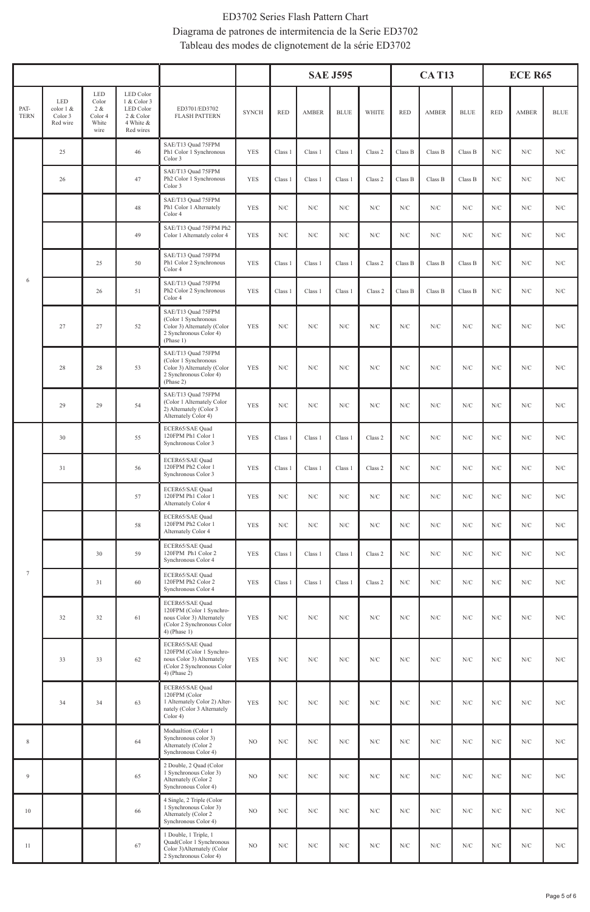# ED3702 Series Flash Pattern Chart

# Diagrama de patrones de intermitencia de la Serie ED3702

# Tableau des modes de clignotement de la série ED3702

| | | | | | | SAE J595 | | | | CA T13 | | | ECE R65 | | |
|---|---|---|---|---|---|---|---|---|---|---|---|---|---|---|---|
| PAT-TERN | LED color 1 & Color 3 Red wire | LED Color 2 & Color 4 White wire | LED Color 1 & Color 3 LED Color 2 & Color 4 White & Red wires | ED3701/ED3702 FLASH PATTERN | SYNCH | RED | AMBER | BLUE | WHITE | RED | AMBER | BLUE | RED | AMBER | BLUE |
| 6 | 25 | | 46 | SAE/T13 Quad 75FPM Ph1 Color 1 Synchronous Color 3 | YES | Class 1 | Class 1 | Class 1 | Class 2 | Class B | Class B | Class B | N/C | N/C | N/C |
| | 26 | | 47 | SAE/T13 Quad 75FPM Ph2 Color 1 Synchronous Color 3 | YES | Class 1 | Class 1 | Class 1 | Class 2 | Class B | Class B | Class B | N/C | N/C | N/C |
| | | | 48 | SAE/T13 Quad 75FPM Ph1 Color 1 Alternately Color 4 | YES | N/C | N/C | N/C | N/C | N/C | N/C | N/C | N/C | N/C | N/C |
| | | | 49 | SAE/T13 Quad 75FPM Ph2 Color 1 Alternately color 4 | YES | N/C | N/C | N/C | N/C | N/C | N/C | N/C | N/C | N/C | N/C |
| | | 25 | 50 | SAE/T13 Quad 75FPM Ph1 Color 2 Synchronous Color 4 | YES | Class 1 | Class 1 | Class 1 | Class 2 | Class B | Class B | Class B | N/C | N/C | N/C |
| | | 26 | 51 | SAE/T13 Quad 75FPM Ph2 Color 2 Synchronous Color 4 | YES | Class 1 | Class 1 | Class 1 | Class 2 | Class B | Class B | Class B | N/C | N/C | N/C |
| | 27 | 27 | 52 | SAE/T13 Quad 75FPM (Color 1 Synchronous Color 3) Alternately (Color 2 Synchronous Color 4) (Phase 1) | YES | N/C | N/C | N/C | N/C | N/C | N/C | N/C | N/C | N/C | N/C |
| | 28 | 28 | 53 | SAE/T13 Quad 75FPM (Color 1 Synchronous Color 3) Alternately (Color 2 Synchronous Color 4) (Phase 2) | YES | N/C | N/C | N/C | N/C | N/C | N/C | N/C | N/C | N/C | N/C |
| | 29 | 29 | 54 | SAE/T13 Quad 75FPM (Color 1 Alternately Color 2) Alternately (Color 3 Alternately Color 4) | YES | N/C | N/C | N/C | N/C | N/C | N/C | N/C | N/C | N/C | N/C |
| 7 | 30 | | 55 | ECER65/SAE Quad 120FPM Ph1 Color 1 Synchronous Color 3 | YES | Class 1 | Class 1 | Class 1 | Class 2 | N/C | N/C | N/C | N/C | N/C | N/C |
| | 31 | | 56 | ECER65/SAE Quad 120FPM Ph2 Color 1 Synchronous Color 3 | YES | Class 1 | Class 1 | Class 1 | Class 2 | N/C | N/C | N/C | N/C | N/C | N/C |
| | | | 57 | ECER65/SAE Quad 120FPM Ph1 Color 1 Alternately Color 4 | YES | N/C | N/C | N/C | N/C | N/C | N/C | N/C | N/C | N/C | N/C |
| | | | 58 | ECER65/SAE Quad 120FPM Ph2 Color 1 Alternately Color 4 | YES | N/C | N/C | N/C | N/C | N/C | N/C | N/C | N/C | N/C | N/C |
| | | 30 | 59 | ECER65/SAE Quad 120FPM Ph1 Color 2 Synchronous Color 4 | YES | Class 1 | Class 1 | Class 1 | Class 2 | N/C | N/C | N/C | N/C | N/C | N/C |
| | | 31 | 60 | ECER65/SAE Quad 120FPM Ph2 Color 2 Synchronous Color 4 | YES | Class 1 | Class 1 | Class 1 | Class 2 | N/C | N/C | N/C | N/C | N/C | N/C |
| | 32 | 32 | 61 | ECER65/SAE Quad 120FPM (Color 1 Synchronous Color 3) Alternately (Color 2 Synchronous Color 4) (Phase 1) | YES | N/C | N/C | N/C | N/C | N/C | N/C | N/C | N/C | N/C | N/C |
| | 33 | 33 | 62 | ECER65/SAE Quad 120FPM (Color 1 Synchronous Color 3) Alternately (Color 2 Synchronous Color 4) (Phase 2) | YES | N/C | N/C | N/C | N/C | N/C | N/C | N/C | N/C | N/C | N/C |
| | 34 | 34 | 63 | ECER65/SAE Quad 120FPM (Color 1 Alternately Color 2) Alternately (Color 3 Alternately Color 4) | YES | N/C | N/C | N/C | N/C | N/C | N/C | N/C | N/C | N/C | N/C |
| 8 | | | 64 | Modualtion (Color 1 Synchronous color 3) Alternately (Color 2 Synchronous Color 4) | NO | N/C | N/C | N/C | N/C | N/C | N/C | N/C | N/C | N/C | N/C |
| 9 | | | 65 | 2 Double, 2 Quad (Color 1 Synchronous Color 3) Alternately (Color 2 Synchronous Color 4) | NO | N/C | N/C | N/C | N/C | N/C | N/C | N/C | N/C | N/C | N/C |
| 10 | | | 66 | 4 Single, 2 Triple (Color 1 Synchronous Color 3) Alternately (Color 2 Synchronous Color 4) | NO | N/C | N/C | N/C | N/C | N/C | N/C | N/C | N/C | N/C | N/C |
| 11 | | | 67 | 1 Double, 1 Triple, 1 Quad(Color 1 Synchronous Color 3)Alternately (Color 2 Synchronous Color 4) | NO | N/C | N/C | N/C | N/C | N/C | N/C | N/C | N/C | N/C | N/C |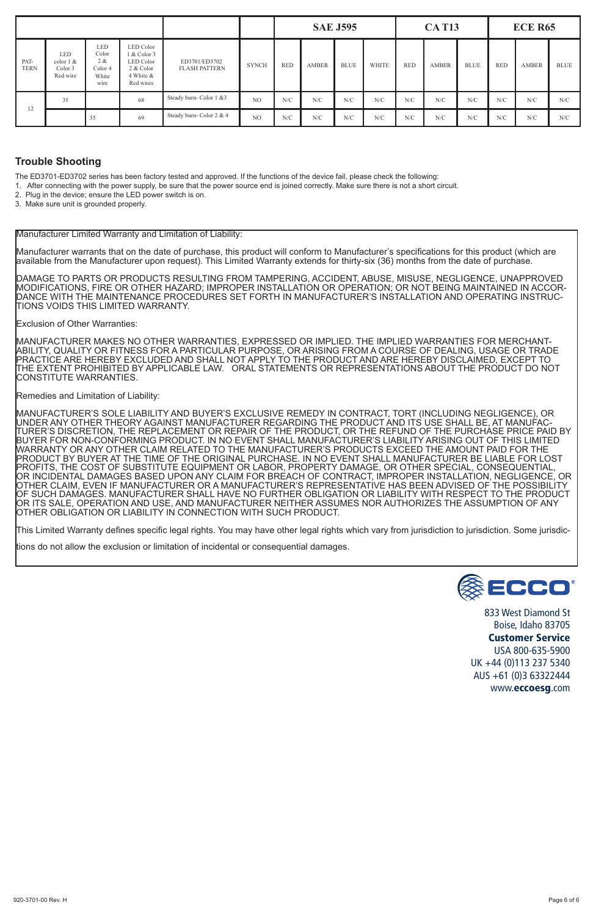| | | | | | | SAE J595 | | | | CA T13 | | | ECE R65 | | |
|---|---|---|---|---|---|---|---|---|---|---|---|---|---|---|---|
| PAT-TERN | LED color 1 & Color 3 Red wire | LED Color 2 & Color 4 White wire | LED Color 1 & Color 3 LED Color 2 & Color 4 White & Red wires | ED3701/ED3702 FLASH PATTERN | SYNCH | RED | AMBER | BLUE | WHITE | RED | AMBER | BLUE | RED | AMBER | BLUE |
| 12 | 35 | | 68 | Steady burn- Color 1 &3 | NO | N/C | N/C | N/C | N/C | N/C | N/C | N/C | N/C | N/C | N/C |
| | | 35 | 69 | Steady burn- Color 2 & 4 | NO | N/C | N/C | N/C | N/C | N/C | N/C | N/C | N/C | N/C | N/C |

## Trouble Shooting

The ED3701-ED3702 series has been factory tested and approved. If the functions of the device fail, please check the following:

1. After connecting with the power supply, be sure that the power source end is joined correctly. Make sure there is not a short circuit.
2. Plug in the device; ensure the LED power switch is on.
3. Make sure unit is grounded properly.

Manufacturer Limited Warranty and Limitation of Liability:

Manufacturer warrants that on the date of purchase, this product will conform to Manufacturer's specifications for this product (which are available from the Manufacturer upon request). This Limited Warranty extends for thirty-six (36) months from the date of purchase.

DAMAGE TO PARTS OR PRODUCTS RESULTING FROM TAMPERING, ACCIDENT, ABUSE, MISUSE, NEGLIGENCE, UNAPPROVED MODIFICATIONS, FIRE OR OTHER HAZARD; IMPROPER INSTALLATION OR OPERATION; OR NOT BEING MAINTAINED IN ACCORDANCE WITH THE MAINTENANCE PROCEDURES SET FORTH IN MANUFACTURER'S INSTALLATION AND OPERATING INSTRUCTIONS VOIDS THIS LIMITED WARRANTY.

Exclusion of Other Warranties:

MANUFACTURER MAKES NO OTHER WARRANTIES, EXPRESSED OR IMPLIED. THE IMPLIED WARRANTIES FOR MERCHANTABILITY, QUALITY OR FITNESS FOR A PARTICULAR PURPOSE, OR ARISING FROM A COURSE OF DEALING, USAGE OR TRADE PRACTICE ARE HEREBY EXCLUDED AND SHALL NOT APPLY TO THE PRODUCT AND ARE HEREBY DISCLAIMED, EXCEPT TO THE EXTENT PROHIBITED BY APPLICABLE LAW. ORAL STATEMENTS OR REPRESENTATIONS ABOUT THE PRODUCT DO NOT CONSTITUTE WARRANTIES.

Remedies and Limitation of Liability:

MANUFACTURER'S SOLE LIABILITY AND BUYER'S EXCLUSIVE REMEDY IN CONTRACT, TORT (INCLUDING NEGLIGENCE), OR UNDER ANY OTHER THEORY AGAINST MANUFACTURER REGARDING THE PRODUCT AND ITS USE SHALL BE, AT MANUFACTURER'S DISCRETION, THE REPLACEMENT OR REPAIR OF THE PRODUCT, OR THE REFUND OF THE PURCHASE PRICE PAID BY BUYER FOR NON-CONFORMING PRODUCT. IN NO EVENT SHALL MANUFACTURER'S LIABILITY ARISING OUT OF THIS LIMITED WARRANTY OR ANY OTHER CLAIM RELATED TO THE MANUFACTURER'S PRODUCTS EXCEED THE AMOUNT PAID FOR THE PRODUCT BY BUYER AT THE TIME OF THE ORIGINAL PURCHASE. IN NO EVENT SHALL MANUFACTURER BE LIABLE FOR LOST PROFITS, THE COST OF SUBSTITUTE EQUIPMENT OR LABOR, PROPERTY DAMAGE, OR OTHER SPECIAL, CONSEQUENTIAL, OR INCIDENTAL DAMAGES BASED UPON ANY CLAIM FOR BREACH OF CONTRACT, IMPROPER INSTALLATION, NEGLIGENCE, OR OTHER CLAIM, EVEN IF MANUFACTURER OR A MANUFACTURER'S REPRESENTATIVE HAS BEEN ADVISED OF THE POSSIBILITY OF SUCH DAMAGES. MANUFACTURER SHALL HAVE NO FURTHER OBLIGATION OR LIABILITY WITH RESPECT TO THE PRODUCT OR ITS SALE, OPERATION AND USE, AND MANUFACTURER NEITHER ASSUMES NOR AUTHORIZES THE ASSUMPTION OF ANY OTHER OBLIGATION OR LIABILITY IN CONNECTION WITH SUCH PRODUCT.

This Limited Warranty defines specific legal rights. You may have other legal rights which vary from jurisdiction to jurisdiction. Some jurisdictions do not allow the exclusion or limitation of incidental or consequential damages.

ECCO

833 West Diamond St
Boise, Idaho 83705

**Customer Service**

USA 800-635-5900
UK +44 (0)113 237 5340
AUS +61 (0)3 63322444
www.**eccoesg**.com

920-3701-00 Rev. H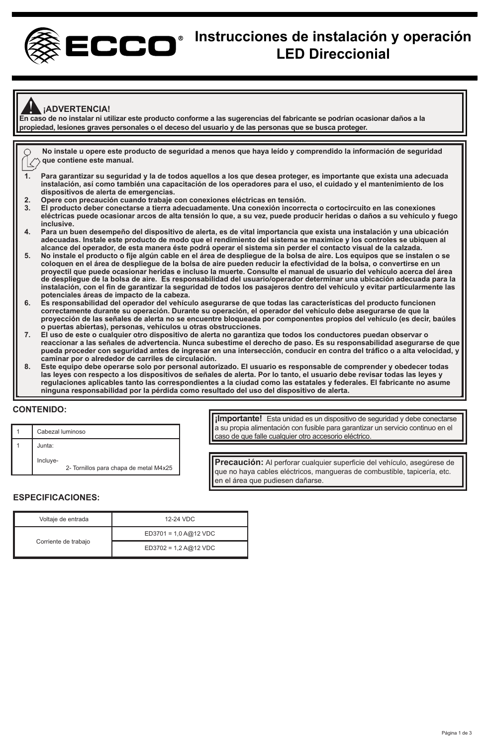# Instrucciones de instalación y operación LED Direccional

**¡ADVERTENCIA!**
**En caso de no instalar ni utilizar este producto conforme a las sugerencias del fabricante se podrían ocasionar daños a la propiedad, lesiones graves personales o el deceso del usuario y de las personas que se busca proteger.**

**No instale u opere este producto de seguridad a menos que haya leído y comprendido la información de seguridad que contiene este manual.**

1. **Para garantizar su seguridad y la de todos aquellos a los que desea proteger, es importante que exista una adecuada instalación, así como también una capacitación de los operadores para el uso, el cuidado y el mantenimiento de los dispositivos de alerta de emergencias.**
2. **Opere con precaución cuando trabaje con conexiones eléctricas en tensión.**
3. **El producto deber conectarse a tierra adecuadamente. Una conexión incorrecta o cortocircuito en las conexiones eléctricas puede ocasionar arcos de alta tensión lo que, a su vez, puede producir heridas o daños a su vehículo y fuego inclusive.**
4. **Para un buen desempeño del dispositivo de alerta, es de vital importancia que exista una instalación y una ubicación adecuadas. Instale este producto de modo que el rendimiento del sistema se maximice y los controles se ubiquen al alcance del operador, de esta manera éste podrá operar el sistema sin perder el contacto visual de la calzada.**
5. **No instale el producto o fije algún cable en el área de despliegue de la bolsa de aire. Los equipos que se instalen o se coloquen en el área de despliegue de la bolsa de aire pueden reducir la efectividad de la bolsa, o convertirse en un proyectil que puede ocasionar heridas e incluso la muerte. Consulte el manual de usuario del vehículo acerca del área de despliegue de la bolsa de aire. Es responsabilidad del usuario/operador determinar una ubicación adecuada para la instalación, con el fin de garantizar la seguridad de todos los pasajeros dentro del vehículo y evitar particularmente las potenciales áreas de impacto de la cabeza.**
6. **Es responsabilidad del operador del vehículo asegurarse de que todas las características del producto funcionen correctamente durante su operación. Durante su operación, el operador del vehículo debe asegurarse de que la proyección de las señales de alerta no se encuentre bloqueada por componentes propios del vehículo (es decir, baúles o puertas abiertas), personas, vehículos u otras obstrucciones.**
7. **El uso de este o cualquier otro dispositivo de alerta no garantiza que todos los conductores puedan observar o reaccionar a las señales de advertencia. Nunca subestime el derecho de paso. Es su responsabilidad asegurarse de que pueda proceder con seguridad antes de ingresar en una intersección, conducir en contra del tráfico o a alta velocidad, y caminar por o alrededor de carriles de circulación.**
8. **Este equipo debe operarse solo por personal autorizado. El usuario es responsable de comprender y obedecer todas las leyes con respecto a los dispositivos de señales de alerta. Por lo tanto, el usuario debe revisar todas las leyes y regulaciones aplicables tanto las correspondientes a la ciudad como las estatales y federales. El fabricante no asume ninguna responsabilidad por la pérdida como resultado del uso del dispositivo de alerta.**

## CONTENIDO:

| | |
|---|---|
| 1 | Cabezal luminoso |
| 1 | Junta:<br><br>Incluye-<br>2- Tornillos para chapa de metal M4x25 |

**¡Importante!** Esta unidad es un dispositivo de seguridad y debe conectarse a su propia alimentación con fusible para garantizar un servicio continuo en el caso de que falle cualquier otro accesorio eléctrico.

**Precaución:** Al perforar cualquier superficie del vehículo, asegúrese de que no haya cables eléctricos, mangueras de combustible, tapicería, etc. en el área que pudiesen dañarse.

## ESPECIFICACIONES:

| | |
|---|---|
| Voltaje de entrada | 12-24 VDC |
| Corriente de trabajo | ED3701 = 1,0 A@12 VDC |
| | ED3702 = 1,2 A@12 VDC |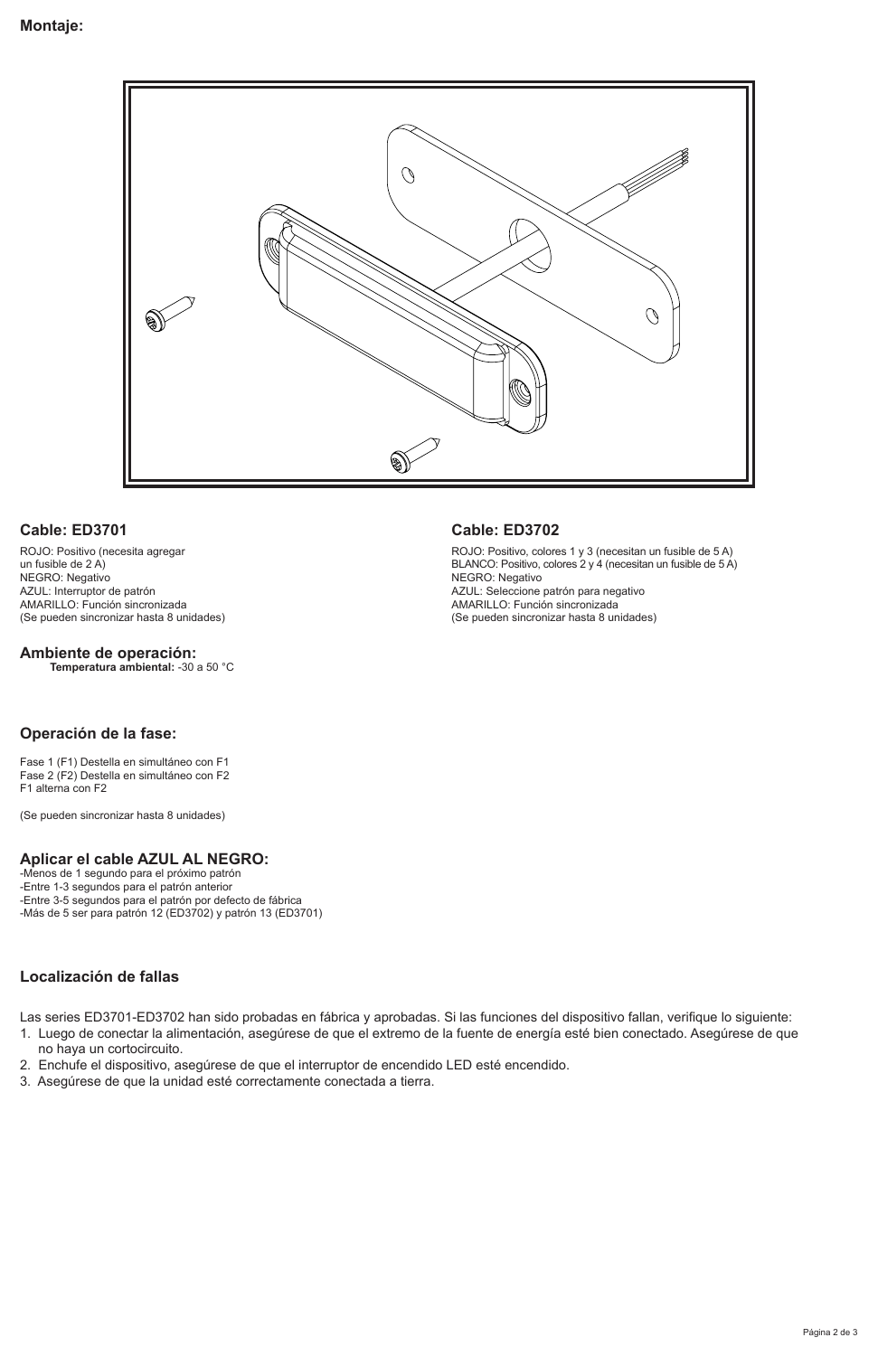**Montaje:**

## Cable: ED3701

ROJO: Positivo (necesita agregar un fusible de 2 A)
NEGRO: Negativo
AZUL: Interruptor de patrón
AMARILLO: Función sincronizada
(Se pueden sincronizar hasta 8 unidades)

## Cable: ED3702

ROJO: Positivo, colores 1 y 3 (necesitan un fusible de 5 A)
BLANCO: Positivo, colores 2 y 4 (necesitan un fusible de 5 A)
NEGRO: Negativo
AZUL: Seleccione patrón para negativo
AMARILLO: Función sincronizada
(Se pueden sincronizar hasta 8 unidades)

## Ambiente de operación:

**Temperatura ambiental:** -30 a 50 °C

## Operación de la fase:

Fase 1 (F1) Destella en simultáneo con F1
Fase 2 (F2) Destella en simultáneo con F2
F1 alterna con F2

(Se pueden sincronizar hasta 8 unidades)

## Aplicar el cable AZUL AL NEGRO:

-Menos de 1 segundo para el próximo patrón
-Entre 1-3 segundos para el patrón anterior
-Entre 3-5 segundos para el patrón por defecto de fábrica
-Más de 5 ser para patrón 12 (ED3702) y patrón 13 (ED3701)

## Localización de fallas

Las series ED3701-ED3702 han sido probadas en fábrica y aprobadas. Si las funciones del dispositivo fallan, verifique lo siguiente:

1. Luego de conectar la alimentación, asegúrese de que el extremo de la fuente de energía esté bien conectado. Asegúrese de que no haya un cortocircuito.
2. Enchufe el dispositivo, asegúrese de que el interruptor de encendido LED esté encendido.
3. Asegúrese de que la unidad esté correctamente conectada a tierra.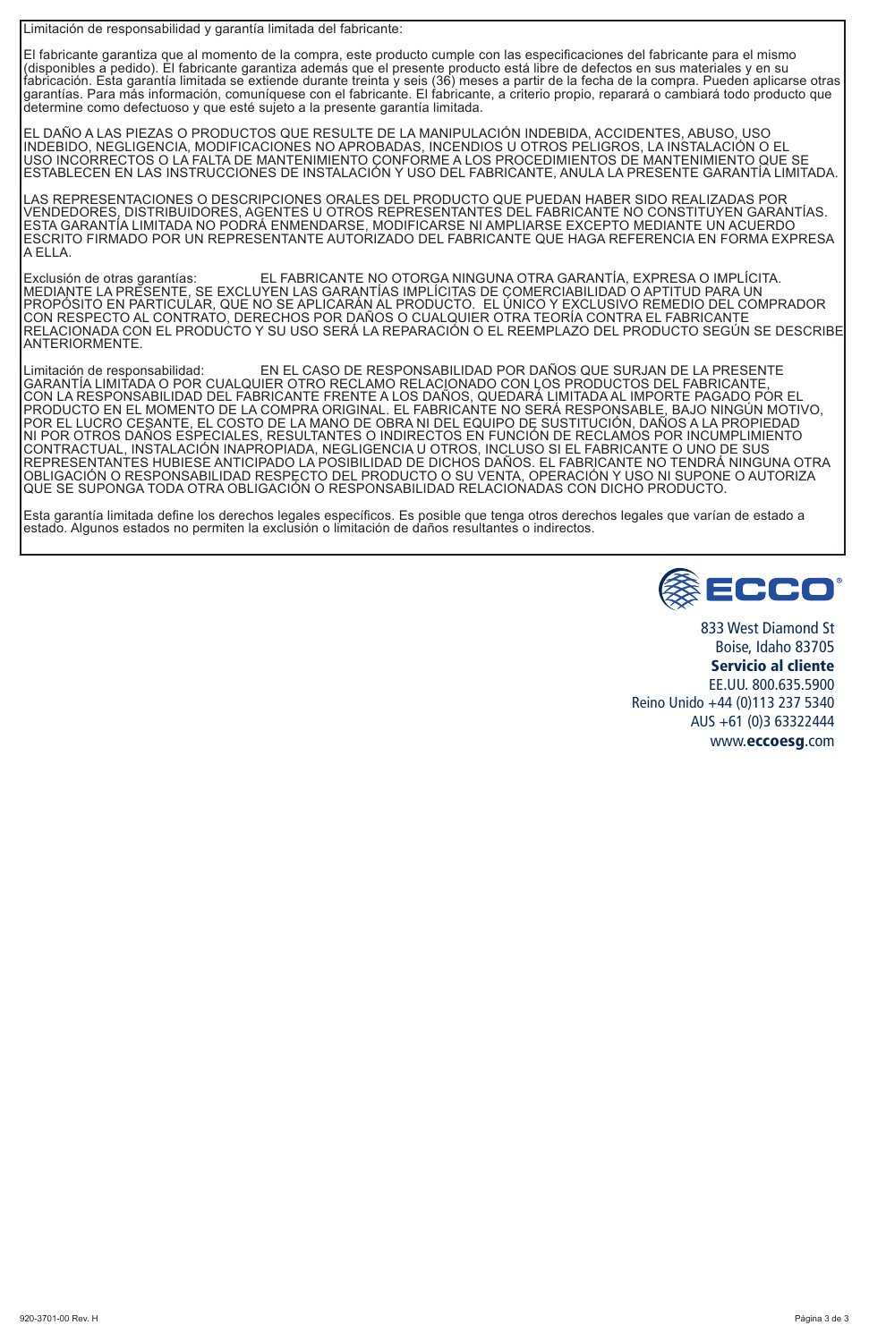Limitación de responsabilidad y garantía limitada del fabricante:

El fabricante garantiza que al momento de la compra, este producto cumple con las especificaciones del fabricante para el mismo (disponibles a pedido). El fabricante garantiza además que el presente producto está libre de defectos en sus materiales y en su fabricación. Esta garantía limitada se extiende durante treinta y seis (36) meses a partir de la fecha de la compra. Pueden aplicarse otras garantías. Para más información, comuníquese con el fabricante. El fabricante, a criterio propio, reparará o cambiará todo producto que determine como defectuoso y que esté sujeto a la presente garantía limitada.

EL DAÑO A LAS PIEZAS O PRODUCTOS QUE RESULTE DE LA MANIPULACIÓN INDEBIDA, ACCIDENTES, ABUSO, USO INDEBIDO, NEGLIGENCIA, MODIFICACIONES NO APROBADAS, INCENDIOS U OTROS PELIGROS, LA INSTALACIÓN O EL USO INCORRECTOS O LA FALTA DE MANTENIMIENTO CONFORME A LOS PROCEDIMIENTOS DE MANTENIMIENTO QUE SE ESTABLECEN EN LAS INSTRUCCIONES DE INSTALACIÓN Y USO DEL FABRICANTE, ANULA LA PRESENTE GARANTÍA LIMITADA.

LAS REPRESENTACIONES O DESCRIPCIONES ORALES DEL PRODUCTO QUE PUEDAN HABER SIDO REALIZADAS POR VENDEDORES, DISTRIBUIDORES, AGENTES U OTROS REPRESENTANTES DEL FABRICANTE NO CONSTITUYEN GARANTÍAS. ESTA GARANTÍA LIMITADA NO PODRÁ ENMENDARSE, MODIFICARSE NI AMPLIARSE EXCEPTO MEDIANTE UN ACUERDO ESCRITO FIRMADO POR UN REPRESENTANTE AUTORIZADO DEL FABRICANTE QUE HAGA REFERENCIA EN FORMA EXPRESA A ELLA.

Exclusión de otras garantías: EL FABRICANTE NO OTORGA NINGUNA OTRA GARANTÍA, EXPRESA O IMPLÍCITA. MEDIANTE LA PRESENTE, SE EXCLUYEN LAS GARANTÍAS IMPLÍCITAS DE COMERCIABILIDAD O APTITUD PARA UN PROPÓSITO EN PARTICULAR, QUE NO SE APLICARÁN AL PRODUCTO. EL ÚNICO Y EXCLUSIVO REMEDIO DEL COMPRADOR CON RESPECTO AL CONTRATO, DERECHOS POR DAÑOS O CUALQUIER OTRA TEORÍA CONTRA EL FABRICANTE RELACIONADA CON EL PRODUCTO Y SU USO SERÁ LA REPARACIÓN O EL REEMPLAZO DEL PRODUCTO SEGÚN SE DESCRIBE ANTERIORMENTE.

Limitación de responsabilidad: EN EL CASO DE RESPONSABILIDAD POR DAÑOS QUE SURJAN DE LA PRESENTE GARANTÍA LIMITADA O POR CUALQUIER OTRO RECLAMO RELACIONADO CON LOS PRODUCTOS DEL FABRICANTE, CON LA RESPONSABILIDAD DEL FABRICANTE FRENTE A LOS DAÑOS, QUEDARÁ LIMITADA AL IMPORTE PAGADO POR EL PRODUCTO EN EL MOMENTO DE LA COMPRA ORIGINAL. EL FABRICANTE NO SERÁ RESPONSABLE, BAJO NINGÚN MOTIVO, POR EL LUCRO CESANTE, EL COSTO DE LA MANO DE OBRA NI DEL EQUIPO DE SUSTITUCIÓN, DAÑOS A LA PROPIEDAD NI POR OTROS DAÑOS ESPECIALES, RESULTANTES O INDIRECTOS EN FUNCIÓN DE RECLAMOS POR INCUMPLIMIENTO CONTRACTUAL, INSTALACIÓN INAPROPIADA, NEGLIGENCIA U OTROS, INCLUSO SI EL FABRICANTE O UNO DE SUS REPRESENTANTES HUBIESE ANTICIPADO LA POSIBILIDAD DE DICHOS DAÑOS. EL FABRICANTE NO TENDRÁ NINGUNA OTRA OBLIGACIÓN O RESPONSABILIDAD RESPECTO DEL PRODUCTO O SU VENTA, OPERACIÓN Y USO NI SUPONE O AUTORIZA QUE SE SUPONGA TODA OTRA OBLIGACIÓN O RESPONSABILIDAD RELACIONADAS CON DICHO PRODUCTO.

Esta garantía limitada define los derechos legales específicos. Es posible que tenga otros derechos legales que varían de estado a estado. Algunos estados no permiten la exclusión o limitación de daños resultantes o indirectos.

ECCO®

833 West Diamond St
Boise, Idaho 83705
**Servicio al cliente**
EE.UU. 800.635.5900
Reino Unido +44 (0)113 237 5340
AUS +61 (0)3 63322444
www.**eccoesg**.com

920-3701-00 Rev. H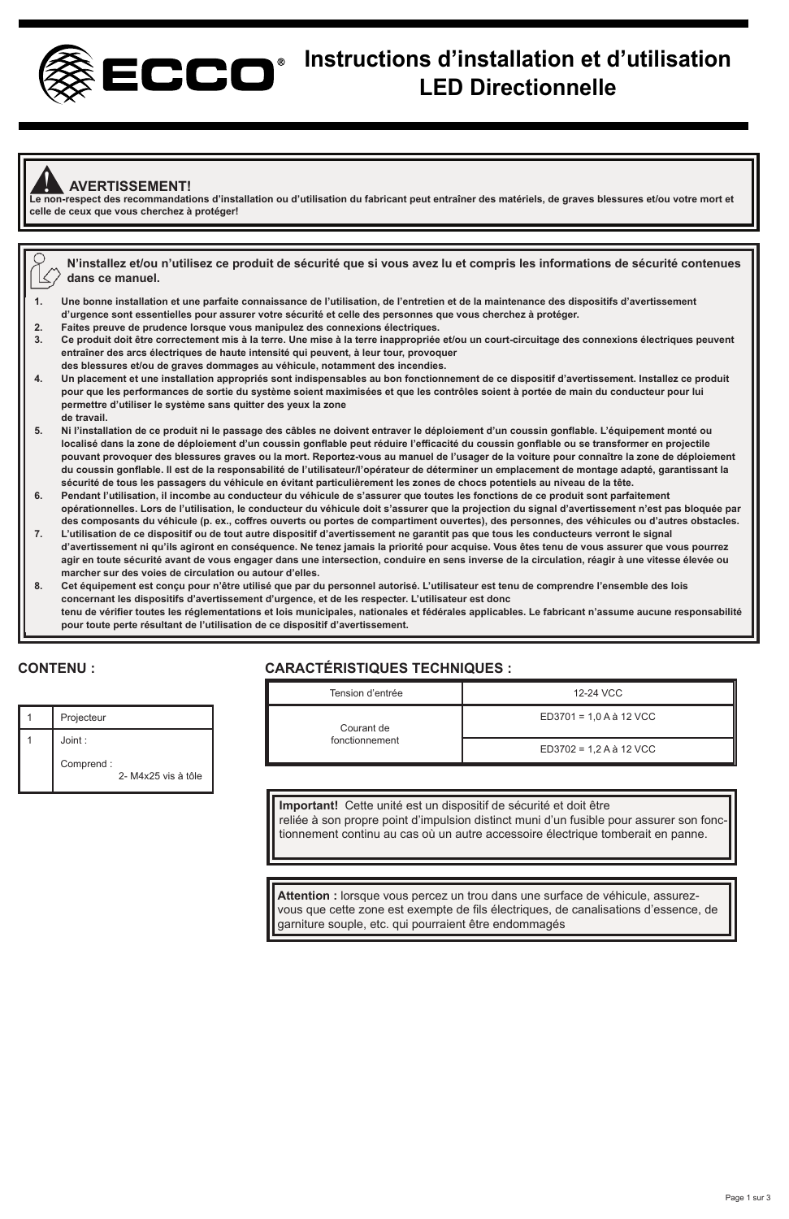# Instructions d'installation et d'utilisation LED Directionnelle

**AVERTISSEMENT!**
**Le non-respect des recommandations d'installation ou d'utilisation du fabricant peut entraîner des matériels, de graves blessures et/ou votre mort et celle de ceux que vous cherchez à protéger!**

**N'installez et/ou n'utilisez ce produit de sécurité que si vous avez lu et compris les informations de sécurité contenues dans ce manuel.**

1. **Une bonne installation et une parfaite connaissance de l'utilisation, de l'entretien et de la maintenance des dispositifs d'avertissement d'urgence sont essentielles pour assurer votre sécurité et celle des personnes que vous cherchez à protéger.**
2. **Faites preuve de prudence lorsque vous manipulez des connexions électriques.**
3. **Ce produit doit être correctement mis à la terre. Une mise à la terre inappropriée et/ou un court-circuitage des connexions électriques peuvent entraîner des arcs électriques de haute intensité qui peuvent, à leur tour, provoquer des blessures et/ou de graves dommages au véhicule, notamment des incendies.**
4. **Un placement et une installation appropriés sont indispensables au bon fonctionnement de ce dispositif d'avertissement. Installez ce produit pour que les performances de sortie du système soient maximisées et que les contrôles soient à portée de main du conducteur pour lui permettre d'utiliser le système sans quitter des yeux la zone de travail.**
5. **Ni l'installation de ce produit ni le passage des câbles ne doivent entraver le déploiement d'un coussin gonflable. L'équipement monté ou localisé dans la zone de déploiement d'un coussin gonflable peut réduire l'efficacité du coussin gonflable ou se transformer en projectile pouvant provoquer des blessures graves ou la mort. Reportez-vous au manuel de l'usager de la voiture pour connaître la zone de déploiement du coussin gonflable. Il est de la responsabilité de l'utilisateur/l'opérateur de déterminer un emplacement de montage adapté, garantissant la sécurité de tous les passagers du véhicule en évitant particulièrement les zones de chocs potentiels au niveau de la tête.**
6. **Pendant l'utilisation, il incombe au conducteur du véhicule de s'assurer que toutes les fonctions de ce produit sont parfaitement opérationnelles. Lors de l'utilisation, le conducteur du véhicule doit s'assurer que la projection du signal d'avertissement n'est pas bloquée par des composants du véhicule (p. ex., coffres ouverts ou portes de compartiment ouvertes), des personnes, des véhicules ou d'autres obstacles.**
7. **L'utilisation de ce dispositif ou de tout autre dispositif d'avertissement ne garantit pas que tous les conducteurs verront le signal d'avertissement ni qu'ils agiront en conséquence. Ne tenez jamais la priorité pour acquise. Vous êtes tenu de vous assurer que vous pourrez agir en toute sécurité avant de vous engager dans une intersection, conduire en sens inverse de la circulation, réagir à une vitesse élevée ou marcher sur des voies de circulation ou autour d'elles.**
8. **Cet équipement est conçu pour n'être utilisé que par du personnel autorisé. L'utilisateur est tenu de comprendre l'ensemble des lois concernant les dispositifs d'avertissement d'urgence, et de les respecter. L'utilisateur est donc tenu de vérifier toutes les réglementations et lois municipales, nationales et fédérales applicables. Le fabricant n'assume aucune responsabilité pour toute perte résultant de l'utilisation de ce dispositif d'avertissement.**

## CONTENU :

| | |
|---|---|
| 1 | Projecteur |
| 1 | Joint :<br>Comprend :<br>2- M4x25 vis à tôle |

## CARACTÉRISTIQUES TECHNIQUES :

| | |
|---|---|
| Tension d'entrée | 12-24 VCC |
| Courant de fonctionnement | ED3701 = 1,0 A à 12 VCC |
| | ED3702 = 1,2 A à 12 VCC |

**Important!** Cette unité est un dispositif de sécurité et doit être reliée à son propre point d'impulsion distinct muni d'un fusible pour assurer son fonctionnement continu au cas où un autre accessoire électrique tomberait en panne.

**Attention :** lorsque vous percez un trou dans une surface de véhicule, assurez-vous que cette zone est exempte de fils électriques, de canalisations d'essence, de garniture souple, etc. qui pourraient être endommagés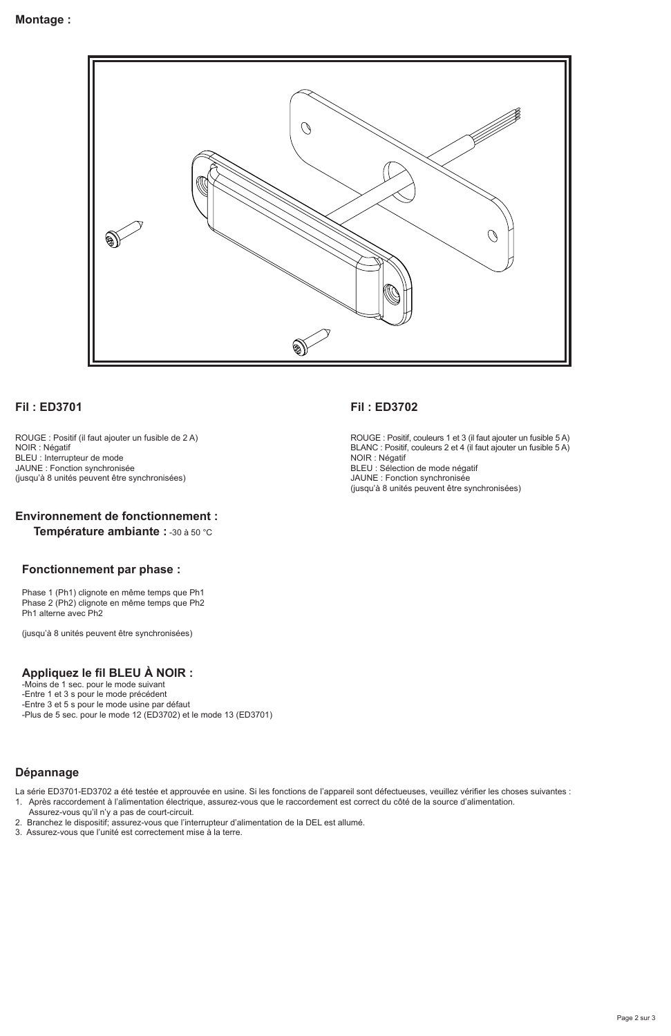**Montage :**

### Fil : ED3701

ROUGE : Positif (il faut ajouter un fusible de 2 A)
NOIR : Négatif
BLEU : Interrupteur de mode
JAUNE : Fonction synchronisée
(jusqu'à 8 unités peuvent être synchronisées)

### Fil : ED3702

ROUGE : Positif, couleurs 1 et 3 (il faut ajouter un fusible 5 A)
BLANC : Positif, couleurs 2 et 4 (il faut ajouter un fusible 5 A)
NOIR : Négatif
BLEU : Sélection de mode négatif
JAUNE : Fonction synchronisée
(jusqu'à 8 unités peuvent être synchronisées)

### Environnement de fonctionnement :

**Température ambiante :** -30 à 50 °C

### Fonctionnement par phase :

Phase 1 (Ph1) clignote en même temps que Ph1
Phase 2 (Ph2) clignote en même temps que Ph2
Ph1 alterne avec Ph2

(jusqu'à 8 unités peuvent être synchronisées)

### Appliquez le fil BLEU À NOIR :

-Moins de 1 sec. pour le mode suivant
-Entre 1 et 3 s pour le mode précédent
-Entre 3 et 5 s pour le mode usine par défaut
-Plus de 5 sec. pour le mode 12 (ED3702) et le mode 13 (ED3701)

### Dépannage

La série ED3701-ED3702 a été testée et approuvée en usine. Si les fonctions de l'appareil sont défectueuses, veuillez vérifier les choses suivantes :

1. Après raccordement à l'alimentation électrique, assurez-vous que le raccordement est correct du côté de la source d'alimentation. Assurez-vous qu'il n'y a pas de court-circuit.
2. Branchez le dispositif; assurez-vous que l'interrupteur d'alimentation de la DEL est allumé.
3. Assurez-vous que l'unité est correctement mise à la terre.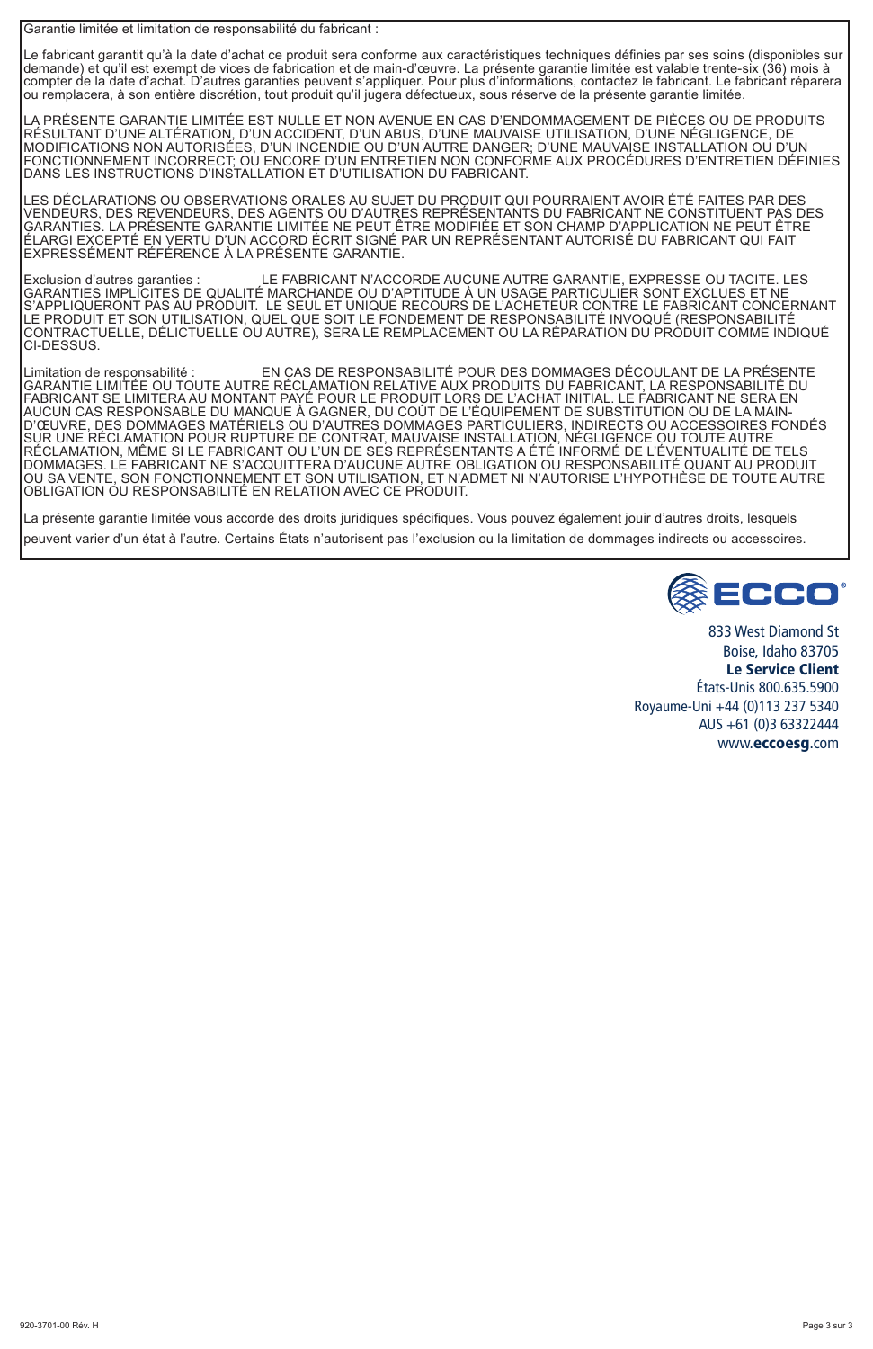Garantie limitée et limitation de responsabilité du fabricant :

Le fabricant garantit qu'à la date d'achat ce produit sera conforme aux caractéristiques techniques définies par ses soins (disponibles sur demande) et qu'il est exempt de vices de fabrication et de main-d'œuvre. La présente garantie limitée est valable trente-six (36) mois à compter de la date d'achat. D'autres garanties peuvent s'appliquer. Pour plus d'informations, contactez le fabricant. Le fabricant réparera ou remplacera, à son entière discrétion, tout produit qu'il jugera défectueux, sous réserve de la présente garantie limitée.

LA PRÉSENTE GARANTIE LIMITÉE EST NULLE ET NON AVENUE EN CAS D'ENDOMMAGEMENT DE PIÈCES OU DE PRODUITS RÉSULTANT D'UNE ALTÉRATION, D'UN ACCIDENT, D'UN ABUS, D'UNE MAUVAISE UTILISATION, D'UNE NÉGLIGENCE, DE MODIFICATIONS NON AUTORISÉES, D'UN INCENDIE OU D'UN AUTRE DANGER; D'UNE MAUVAISE INSTALLATION OU D'UN FONCTIONNEMENT INCORRECT; OU ENCORE D'UN ENTRETIEN NON CONFORME AUX PROCÉDURES D'ENTRETIEN DÉFINIES DANS LES INSTRUCTIONS D'INSTALLATION ET D'UTILISATION DU FABRICANT.

LES DÉCLARATIONS OU OBSERVATIONS ORALES AU SUJET DU PRODUIT QUI POURRAIENT AVOIR ÉTÉ FAITES PAR DES VENDEURS, DES REVENDEURS, DES AGENTS OU D'AUTRES REPRÉSENTANTS DU FABRICANT NE CONSTITUENT PAS DES GARANTIES. LA PRÉSENTE GARANTIE LIMITÉE NE PEUT ÊTRE MODIFIÉE ET SON CHAMP D'APPLICATION NE PEUT ÊTRE ÉLARGI EXCEPTÉ EN VERTU D'UN ACCORD ÉCRIT SIGNÉ PAR UN REPRÉSENTANT AUTORISÉ DU FABRICANT QUI FAIT EXPRESSÉMENT RÉFÉRENCE À LA PRÉSENTE GARANTIE.

Exclusion d'autres garanties : LE FABRICANT N'ACCORDE AUCUNE AUTRE GARANTIE, EXPRESSE OU TACITE. LES GARANTIES IMPLICITES DE QUALITÉ MARCHANDE OU D'APTITUDE À UN USAGE PARTICULIER SONT EXCLUES ET NE S'APPLIQUERONT PAS AU PRODUIT. LE SEUL ET UNIQUE RECOURS DE L'ACHETEUR CONTRE LE FABRICANT CONCERNANT LE PRODUIT ET SON UTILISATION, QUEL QUE SOIT LE FONDEMENT DE RESPONSABILITÉ INVOQUÉ (RESPONSABILITÉ CONTRACTUELLE, DÉLICTUELLE OU AUTRE), SERA LE REMPLACEMENT OU LA RÉPARATION DU PRODUIT COMME INDIQUÉ CI-DESSUS.

Limitation de responsabilité : EN CAS DE RESPONSABILITÉ POUR DES DOMMAGES DÉCOULANT DE LA PRÉSENTE GARANTIE LIMITÉE OU TOUTE AUTRE RÉCLAMATION RELATIVE AUX PRODUITS DU FABRICANT, LA RESPONSABILITÉ DU FABRICANT SE LIMITERA AU MONTANT PAYÉ POUR LE PRODUIT LORS DE L'ACHAT INITIAL. LE FABRICANT NE SERA EN AUCUN CAS RESPONSABLE DU MANQUE À GAGNER, DU COÛT DE L'ÉQUIPEMENT DE SUBSTITUTION OU DE LA MAIN-D'ŒUVRE, DES DOMMAGES MATÉRIELS OU D'AUTRES DOMMAGES PARTICULIERS, INDIRECTS OU ACCESSOIRES FONDÉS SUR UNE RÉCLAMATION POUR RUPTURE DE CONTRAT, MAUVAISE INSTALLATION, NÉGLIGENCE OU TOUTE AUTRE RÉCLAMATION, MÊME SI LE FABRICANT OU L'UN DE SES REPRÉSENTANTS A ÉTÉ INFORMÉ DE L'ÉVENTUALITÉ DE TELS DOMMAGES. LE FABRICANT NE S'ACQUITTERA D'AUCUNE AUTRE OBLIGATION OU RESPONSABILITÉ QUANT AU PRODUIT OU SA VENTE, SON FONCTIONNEMENT ET SON UTILISATION, ET N'ADMET NI N'AUTORISE L'HYPOTHÈSE DE TOUTE AUTRE OBLIGATION OU RESPONSABILITÉ EN RELATION AVEC CE PRODUIT.

La présente garantie limitée vous accorde des droits juridiques spécifiques. Vous pouvez également jouir d'autres droits, lesquels peuvent varier d'un état à l'autre. Certains États n'autorisent pas l'exclusion ou la limitation de dommages indirects ou accessoires.

ECCO®

833 West Diamond St  
Boise, Idaho 83705  
**Le Service Client**  
États-Unis 800.635.5900  
Royaume-Uni +44 (0)113 237 5340  
AUS +61 (0)3 63322444  
www.**eccoesg**.com

920-3701-00 Rév. H